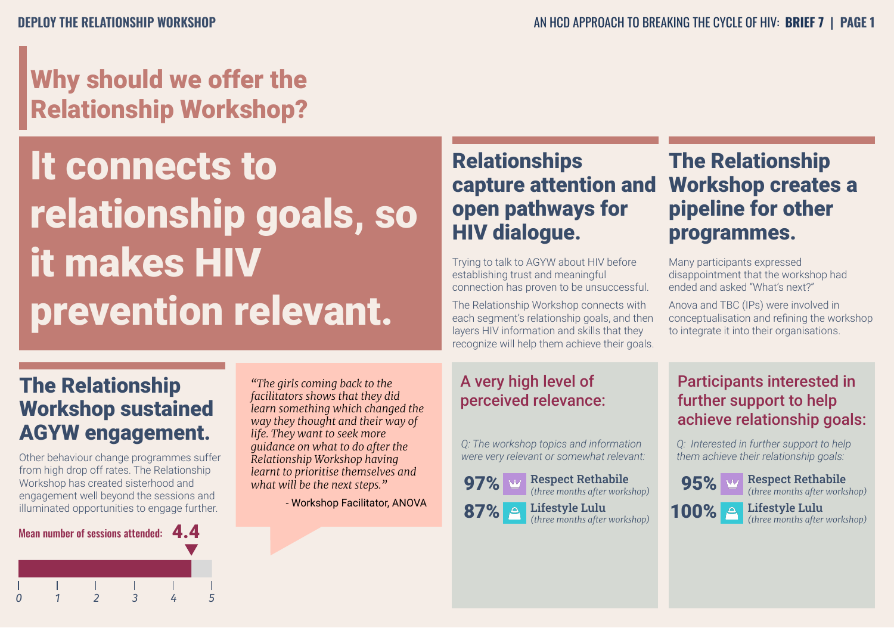# Why should we offer the Relationship Workshop?

## It connects to relationship goals, so it makes HIV prevention relevant.

## Relationships capture attention and open pathways for HIV dialogue.

Trying to talk to AGYW about HIV before establishing trust and meaningful connection has proven to be unsuccessful.

The Relationship Workshop connects with each segment's relationship goals, and then layers HIV information and skills that they recognize will help them achieve their goals.

## The Relationship Workshop creates a pipeline for other programmes.

Many participants expressed disappointment that the workshop had ended and asked "What's next?"

Anova and TBC (IPs) were involved in conceptualisation and refining the workshop to integrate it into their organisations.

## The Relationship Workshop sustained AGYW engagement.

Other behaviour change programmes suffer from high drop off rates. The Relationship Workshop has created sisterhood and engagement well beyond the sessions and illuminated opportunities to engage further.

**Mean number of sessions attended: 4.4** (scale 0–5)

*"The girls coming back to the facilitators shows that they did learn something which changed the way they thought and their way of life. They want to seek more guidance on what to do after the Relationship Workshop having learnt to prioritise themselves and what will be the next steps."*

- Workshop Facilitator, ANOVA

### A very high level of perceived relevance:

*Q: The workshop topics and information were very relevant or somewhat relevant:*

- **97%** Respect Rethabile *(three months after workshop)*
- **87%** Lifestyle Lulu *(three months after workshop)*

### Participants interested in further support to help achieve relationship goals:

*Q: Interested in further support to help them achieve their relationship goals:*

- **95%** Respect Rethabile *(three months after workshop)*
- **100%** Lifestyle Lulu *(three months after workshop)*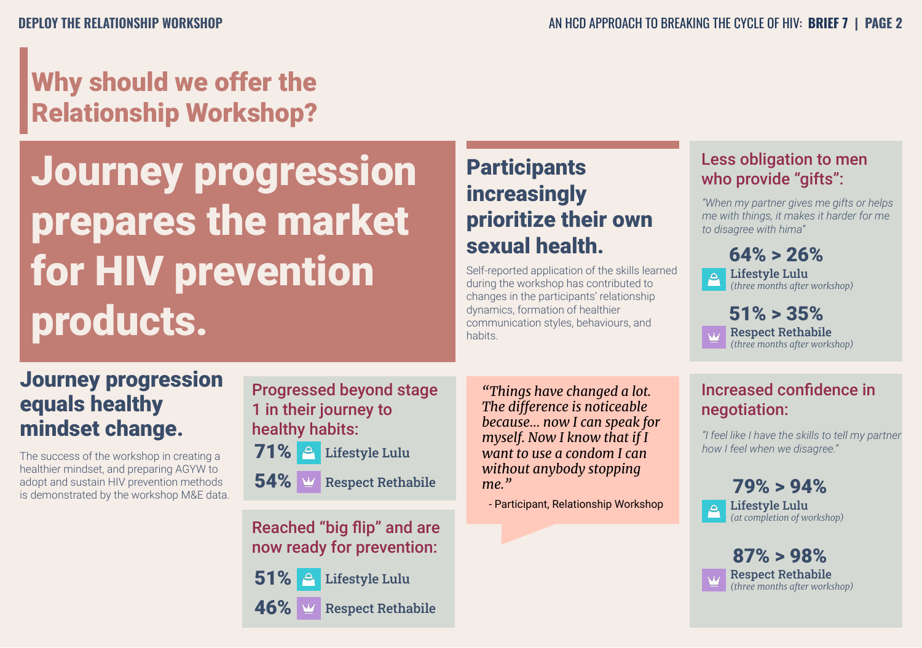# Why should we offer the Relationship Workshop?

## Journey progression prepares the market for HIV prevention products.

## Participants increasingly prioritize their own sexual health.

Self-reported application of the skills learned during the workshop has contributed to changes in the participants' relationship dynamics, formation of healthier communication styles, behaviours, and habits.

### Less obligation to men who provide "gifts":

*"When my partner gives me gifts or helps me with things, it makes it harder for me to disagree with hima"*

**64% > 26%**
Lifestyle Lulu *(three months after workshop)*

**51% > 35%**
Respect Rethabile *(three months after workshop)*

## Journey progression equals healthy mindset change.

The success of the workshop in creating a healthier mindset, and preparing AGYW to adopt and sustain HIV prevention methods is demonstrated by the workshop M&E data.

### Progressed beyond stage 1 in their journey to healthy habits:

**71%** Lifestyle Lulu

**54%** Respect Rethabile

### Reached "big flip" and are now ready for prevention:

**51%** Lifestyle Lulu

**46%** Respect Rethabile

*"Things have changed a lot. The difference is noticeable because... now I can speak for myself. Now I know that if I want to use a condom I can without anybody stopping me."*

- Participant, Relationship Workshop

### Increased confidence in negotiation:

*"I feel like I have the skills to tell my partner how I feel when we disagree."*

**79% > 94%**
Lifestyle Lulu *(at completion of workshop)*

**87% > 98%**
Respect Rethabile *(three months after workshop)*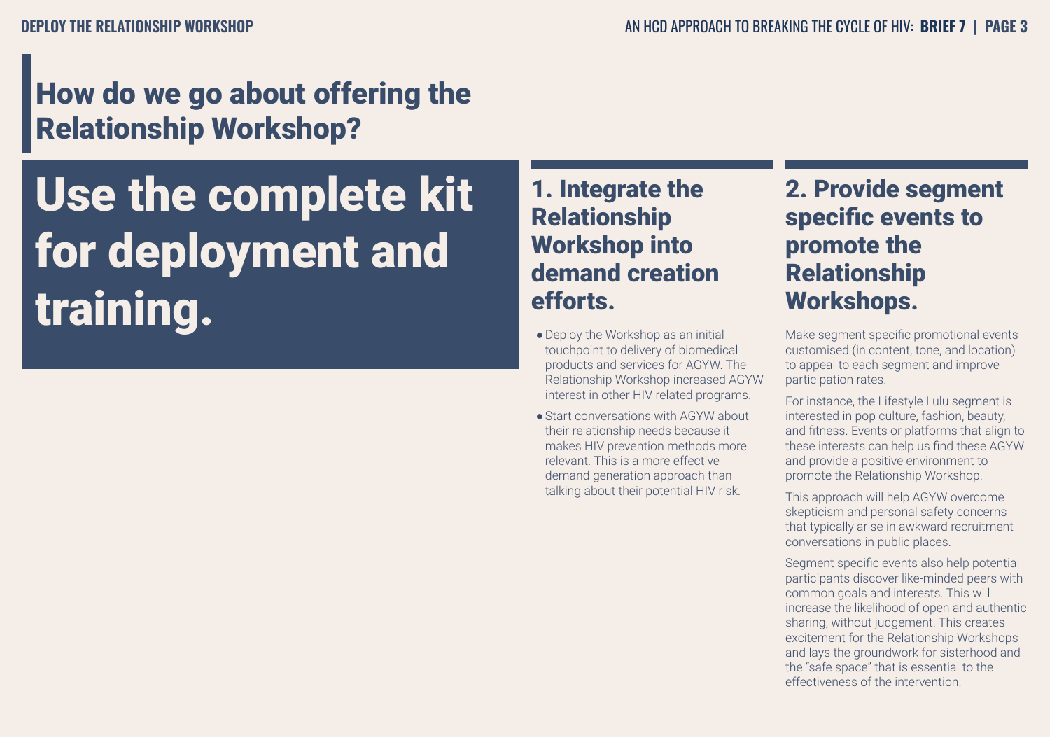## How do we go about offering the Relationship Workshop?

# Use the complete kit for deployment and training.

### 1. Integrate the Relationship Workshop into demand creation efforts.

- Deploy the Workshop as an initial touchpoint to delivery of biomedical products and services for AGYW. The Relationship Workshop increased AGYW interest in other HIV related programs.
- Start conversations with AGYW about their relationship needs because it makes HIV prevention methods more relevant. This is a more effective demand generation approach than talking about their potential HIV risk.

### 2. Provide segment specific events to promote the Relationship Workshops.

Make segment specific promotional events customised (in content, tone, and location) to appeal to each segment and improve participation rates.

For instance, the Lifestyle Lulu segment is interested in pop culture, fashion, beauty, and fitness. Events or platforms that align to these interests can help us find these AGYW and provide a positive environment to promote the Relationship Workshop.

This approach will help AGYW overcome skepticism and personal safety concerns that typically arise in awkward recruitment conversations in public places.

Segment specific events also help potential participants discover like-minded peers with common goals and interests. This will increase the likelihood of open and authentic sharing, without judgement. This creates excitement for the Relationship Workshops and lays the groundwork for sisterhood and the "safe space" that is essential to the effectiveness of the intervention.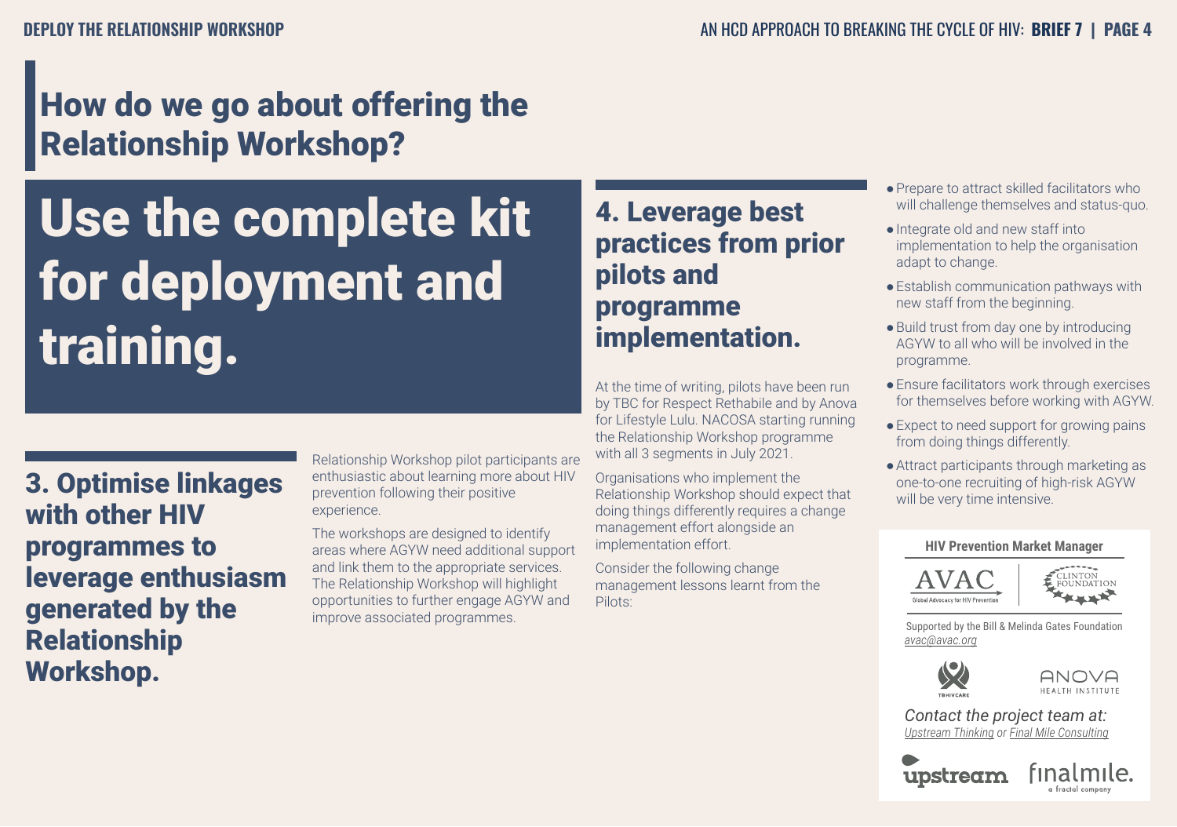# How do we go about offering the Relationship Workshop?

## Use the complete kit for deployment and training.

### 3. Optimise linkages with other HIV programmes to leverage enthusiasm generated by the Relationship Workshop.

Relationship Workshop pilot participants are enthusiastic about learning more about HIV prevention following their positive experience.

The workshops are designed to identify areas where AGYW need additional support and link them to the appropriate services. The Relationship Workshop will highlight opportunities to further engage AGYW and improve associated programmes.

### 4. Leverage best practices from prior pilots and programme implementation.

At the time of writing, pilots have been run by TBC for Respect Rethabile and by Anova for Lifestyle Lulu. NACOSA starting running the Relationship Workshop programme with all 3 segments in July 2021.

Organisations who implement the Relationship Workshop should expect that doing things differently requires a change management effort alongside an implementation effort.

Consider the following change management lessons learnt from the Pilots:

- Prepare to attract skilled facilitators who will challenge themselves and status-quo.
- Integrate old and new staff into implementation to help the organisation adapt to change.
- Establish communication pathways with new staff from the beginning.
- Build trust from day one by introducing AGYW to all who will be involved in the programme.
- Ensure facilitators work through exercises for themselves before working with AGYW.
- Expect to need support for growing pains from doing things differently.
- Attract participants through marketing as one-to-one recruiting of high-risk AGYW will be very time intensive.

**HIV Prevention Market Manager**

AVAC Global Advocacy for HIV Prevention | Clinton Foundation

Supported by the Bill & Melinda Gates Foundation
avac@avac.org

TBHIVCARE | ANOVA Health Institute

*Contact the project team at:*
*Upstream Thinking or Final Mile Consulting*

upstream | finalmile. a fractal company